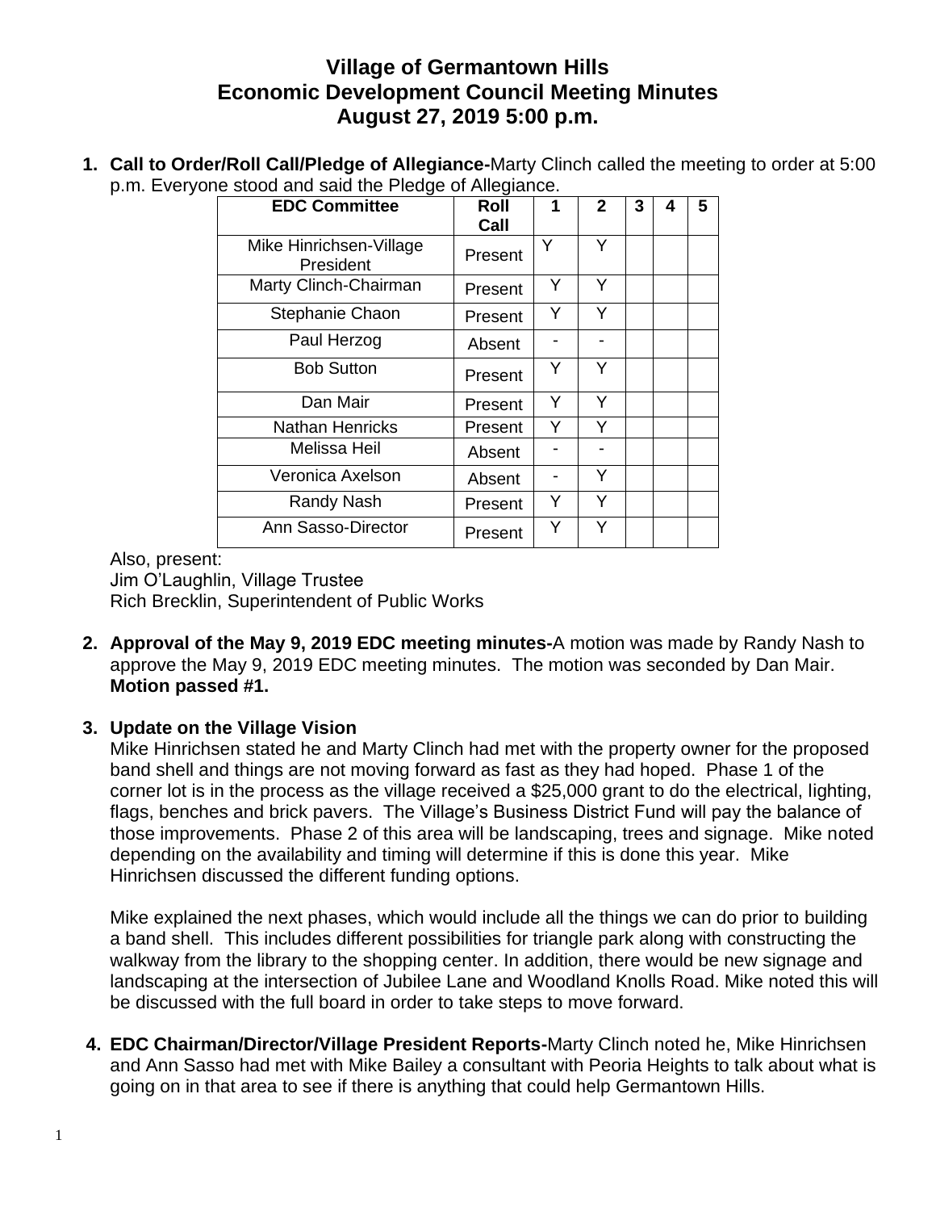# Village of Germantown Hills
# Economic Development Council Meeting Minutes
# August 27, 2019 5:00 p.m.

1. **Call to Order/Roll Call/Pledge of Allegiance-**Marty Clinch called the meeting to order at 5:00 p.m. Everyone stood and said the Pledge of Allegiance.

| EDC Committee | Roll Call | 1 | 2 | 3 | 4 | 5 |
|---|---|---|---|---|---|---|
| Mike Hinrichsen-Village President | Present | Y | Y | | | |
| Marty Clinch-Chairman | Present | Y | Y | | | |
| Stephanie Chaon | Present | Y | Y | | | |
| Paul Herzog | Absent | - | - | | | |
| Bob Sutton | Present | Y | Y | | | |
| Dan Mair | Present | Y | Y | | | |
| Nathan Henricks | Present | Y | Y | | | |
| Melissa Heil | Absent | - | - | | | |
| Veronica Axelson | Absent | - | Y | | | |
| Randy Nash | Present | Y | Y | | | |
| Ann Sasso-Director | Present | Y | Y | | | |

Also, present:
Jim O'Laughlin, Village Trustee
Rich Brecklin, Superintendent of Public Works

2. **Approval of the May 9, 2019 EDC meeting minutes-**A motion was made by Randy Nash to approve the May 9, 2019 EDC meeting minutes. The motion was seconded by Dan Mair. **Motion passed #1.**

3. **Update on the Village Vision**
Mike Hinrichsen stated he and Marty Clinch had met with the property owner for the proposed band shell and things are not moving forward as fast as they had hoped. Phase 1 of the corner lot is in the process as the village received a $25,000 grant to do the electrical, lighting, flags, benches and brick pavers. The Village's Business District Fund will pay the balance of those improvements. Phase 2 of this area will be landscaping, trees and signage. Mike noted depending on the availability and timing will determine if this is done this year. Mike Hinrichsen discussed the different funding options.

Mike explained the next phases, which would include all the things we can do prior to building a band shell. This includes different possibilities for triangle park along with constructing the walkway from the library to the shopping center. In addition, there would be new signage and landscaping at the intersection of Jubilee Lane and Woodland Knolls Road. Mike noted this will be discussed with the full board in order to take steps to move forward.

4. **EDC Chairman/Director/Village President Reports-**Marty Clinch noted he, Mike Hinrichsen and Ann Sasso had met with Mike Bailey a consultant with Peoria Heights to talk about what is going on in that area to see if there is anything that could help Germantown Hills.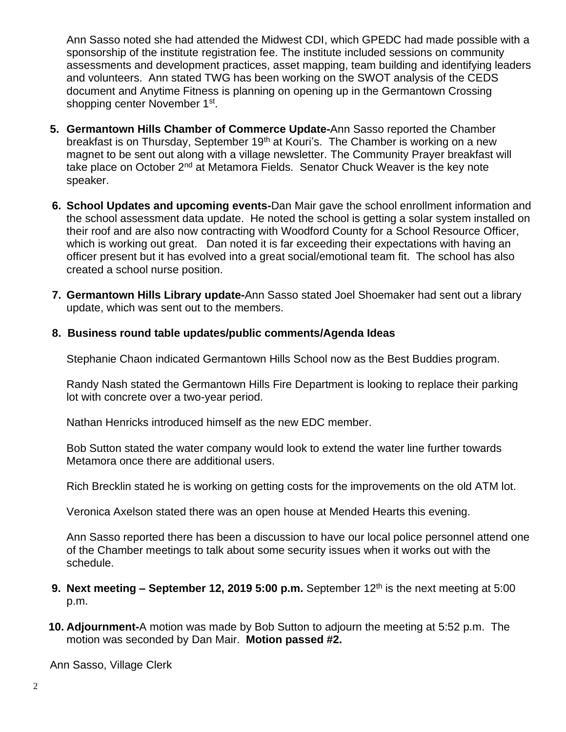Ann Sasso noted she had attended the Midwest CDI, which GPEDC had made possible with a sponsorship of the institute registration fee. The institute included sessions on community assessments and development practices, asset mapping, team building and identifying leaders and volunteers. Ann stated TWG has been working on the SWOT analysis of the CEDS document and Anytime Fitness is planning on opening up in the Germantown Crossing shopping center November 1st.

5. **Germantown Hills Chamber of Commerce Update-**Ann Sasso reported the Chamber breakfast is on Thursday, September 19th at Kouri's. The Chamber is working on a new magnet to be sent out along with a village newsletter. The Community Prayer breakfast will take place on October 2nd at Metamora Fields. Senator Chuck Weaver is the key note speaker.

6. **School Updates and upcoming events-**Dan Mair gave the school enrollment information and the school assessment data update. He noted the school is getting a solar system installed on their roof and are also now contracting with Woodford County for a School Resource Officer, which is working out great. Dan noted it is far exceeding their expectations with having an officer present but it has evolved into a great social/emotional team fit. The school has also created a school nurse position.

7. **Germantown Hills Library update-**Ann Sasso stated Joel Shoemaker had sent out a library update, which was sent out to the members.

8. **Business round table updates/public comments/Agenda Ideas**

   Stephanie Chaon indicated Germantown Hills School now as the Best Buddies program.

   Randy Nash stated the Germantown Hills Fire Department is looking to replace their parking lot with concrete over a two-year period.

   Nathan Henricks introduced himself as the new EDC member.

   Bob Sutton stated the water company would look to extend the water line further towards Metamora once there are additional users.

   Rich Brecklin stated he is working on getting costs for the improvements on the old ATM lot.

   Veronica Axelson stated there was an open house at Mended Hearts this evening.

   Ann Sasso reported there has been a discussion to have our local police personnel attend one of the Chamber meetings to talk about some security issues when it works out with the schedule.

9. **Next meeting – September 12, 2019 5:00 p.m.** September 12th is the next meeting at 5:00 p.m.

10. **Adjournment-**A motion was made by Bob Sutton to adjourn the meeting at 5:52 p.m. The motion was seconded by Dan Mair. **Motion passed #2.**

Ann Sasso, Village Clerk